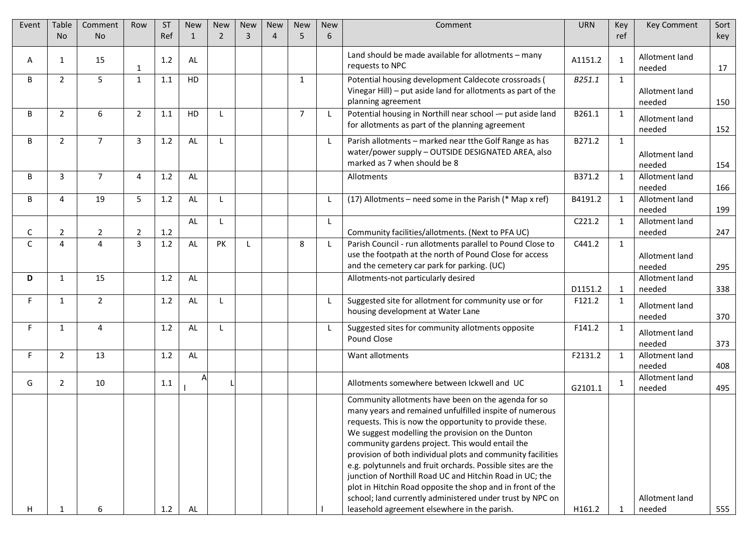| Event | Table No | Comment No | Row | ST Ref | New 1 | New 2 | New 3 | New 4 | New 5 | New 6 | Comment | URN | Key ref | Key Comment | Sort key |
|---|---|---|---|---|---|---|---|---|---|---|---|---|---|---|---|
| A | 1 | 15 | 1 | 1.2 | AL | | | | | | Land should be made available for allotments – many requests to NPC | A1151.2 | 1 | Allotment land needed | 17 |
| B | 2 | 5 | 1 | 1.1 | HD | | | | 1 | | Potential housing development Caldecote crossroads ( Vinegar Hill) – put aside land for allotments as part of the planning agreement | *B251.1* | 1 | Allotment land needed | 150 |
| B | 2 | 6 | 2 | 1.1 | HD | L | | | 7 | L | Potential housing in Northill near school -– put aside land for allotments as part of the planning agreement | B261.1 | 1 | Allotment land needed | 152 |
| B | 2 | 7 | 3 | 1.2 | AL | L | | | | L | Parish allotments – marked near tthe Golf Range as has water/power supply – OUTSIDE DESIGNATED AREA, also marked as 7 when should be 8 | B271.2 | 1 | Allotment land needed | 154 |
| B | 3 | 7 | 4 | 1.2 | AL | | | | | | Allotments | B371.2 | 1 | Allotment land needed | 166 |
| B | 4 | 19 | 5 | 1.2 | AL | L | | | | L | (17) Allotments – need some in the Parish (* Map x ref) | B4191.2 | 1 | Allotment land needed | 199 |
| C | 2 | 2 | 2 | 1.2 | AL | L | | | | L | Community facilities/allotments. (Next to PFA UC) | C221.2 | 1 | Allotment land needed | 247 |
| C | 4 | 4 | 3 | 1.2 | AL | PK | L | | 8 | L | Parish Council - run allotments parallel to Pound Close to use the footpath at the north of Pound Close for access and the cemetery car park for parking. (UC) | C441.2 | 1 | Allotment land needed | 295 |
| **D** | 1 | 15 | | 1.2 | AL | | | | | | Allotments-not particularly desired | D1151.2 | 1 | Allotment land needed | 338 |
| F | 1 | 2 | | 1.2 | AL | L | | | | L | Suggested site for allotment for community use or for housing development at Water Lane | F121.2 | 1 | Allotment land needed | 370 |
| F | 1 | 4 | | 1.2 | AL | L | | | | L | Suggested sites for community allotments opposite Pound Close | F141.2 | 1 | Allotment land needed | 373 |
| F | 2 | 13 | | 1.2 | AL | | | | | | Want allotments | F2131.2 | 1 | Allotment land needed | 408 |
| G | 2 | 10 | | 1.1 | A l | L | | | | | Allotments somewhere between Ickwell and UC | G2101.1 | 1 | Allotment land needed | 495 |
| H | 1 | 6 | | 1.2 | AL | | | | | l | Community allotments have been on the agenda for so many years and remained unfulfilled inspite of numerous requests. This is now the opportunity to provide these. We suggest modelling the provision on the Dunton community gardens project. This would entail the provision of both individual plots and community facilities e.g. polytunnels and fruit orchards. Possible sites are the junction of Northill Road UC and Hitchin Road in UC; the plot in Hitchin Road opposite the shop and in front of the school; land currently administered under trust by NPC on leasehold agreement elsewhere in the parish. | H161.2 | 1 | Allotment land needed | 555 |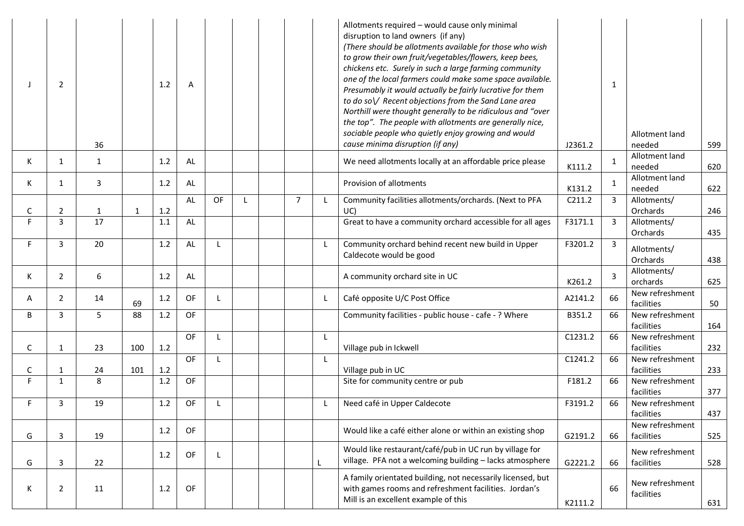| | | | | | | | | | | | | | | | |
|---|---|---|---|---|---|---|---|---|---|---|---|---|---|---|---|
| J | 2 | 36 | | 1.2 | A | | | | | | Allotments required – would cause only minimal disruption to land owners (if any) *(There should be allotments available for those who wish to grow their own fruit/vegetables/flowers, keep bees, chickens etc. Surely in such a large farming community one of the local farmers could make some space available. Presumably it would actually be fairly lucrative for them to do so√ Recent objections from the Sand Lane area Northill were thought generally to be ridiculous and "over the top". The people with allotments are generally nice, sociable people who quietly enjoy growing and would cause minima disruption (if any)* | J2361.2 | 1 | Allotment land needed | 599 |
| K | 1 | 1 | | 1.2 | AL | | | | | | We need allotments locally at an affordable price please | K111.2 | 1 | Allotment land needed | 620 |
| K | 1 | 3 | | 1.2 | AL | | | | | | Provision of allotments | K131.2 | 1 | Allotment land needed | 622 |
| C | 2 | 1 | 1 | 1.2 | AL | OF | L | | 7 | L | Community facilities allotments/orchards. (Next to PFA UC) | C211.2 | 3 | Allotments/ Orchards | 246 |
| F | 3 | 17 | | 1.1 | AL | | | | | | Great to have a community orchard accessible for all ages | F3171.1 | 3 | Allotments/ Orchards | 435 |
| F | 3 | 20 | | 1.2 | AL | L | | | | L | Community orchard behind recent new build in Upper Caldecote would be good | F3201.2 | 3 | Allotments/ Orchards | 438 |
| K | 2 | 6 | | 1.2 | AL | | | | | | A community orchard site in UC | K261.2 | 3 | Allotments/ orchards | 625 |
| A | 2 | 14 | 69 | 1.2 | OF | L | | | | L | Café opposite U/C Post Office | A2141.2 | 66 | New refreshment facilities | 50 |
| B | 3 | 5 | 88 | 1.2 | OF | | | | | | Community facilities - public house - cafe - ? Where | B351.2 | 66 | New refreshment facilities | 164 |
| C | 1 | 23 | 100 | 1.2 | OF | L | | | | L | Village pub in Ickwell | C1231.2 | 66 | New refreshment facilities | 232 |
| C | 1 | 24 | 101 | 1.2 | OF | L | | | | L | Village pub in UC | C1241.2 | 66 | New refreshment facilities | 233 |
| F | 1 | 8 | | 1.2 | OF | | | | | | Site for community centre or pub | F181.2 | 66 | New refreshment facilities | 377 |
| F | 3 | 19 | | 1.2 | OF | L | | | | L | Need café in Upper Caldecote | F3191.2 | 66 | New refreshment facilities | 437 |
| G | 3 | 19 | | 1.2 | OF | | | | | | Would like a café either alone or within an existing shop | G2191.2 | 66 | New refreshment facilities | 525 |
| G | 3 | 22 | | 1.2 | OF | L | | | | L | Would like restaurant/café/pub in UC run by village for village. PFA not a welcoming building – lacks atmosphere | G2221.2 | 66 | New refreshment facilities | 528 |
| K | 2 | 11 | | 1.2 | OF | | | | | | A family orientated building, not necessarily licensed, but with games rooms and refreshment facilities. Jordan's Mill is an excellent example of this | K2111.2 | 66 | New refreshment facilities | 631 |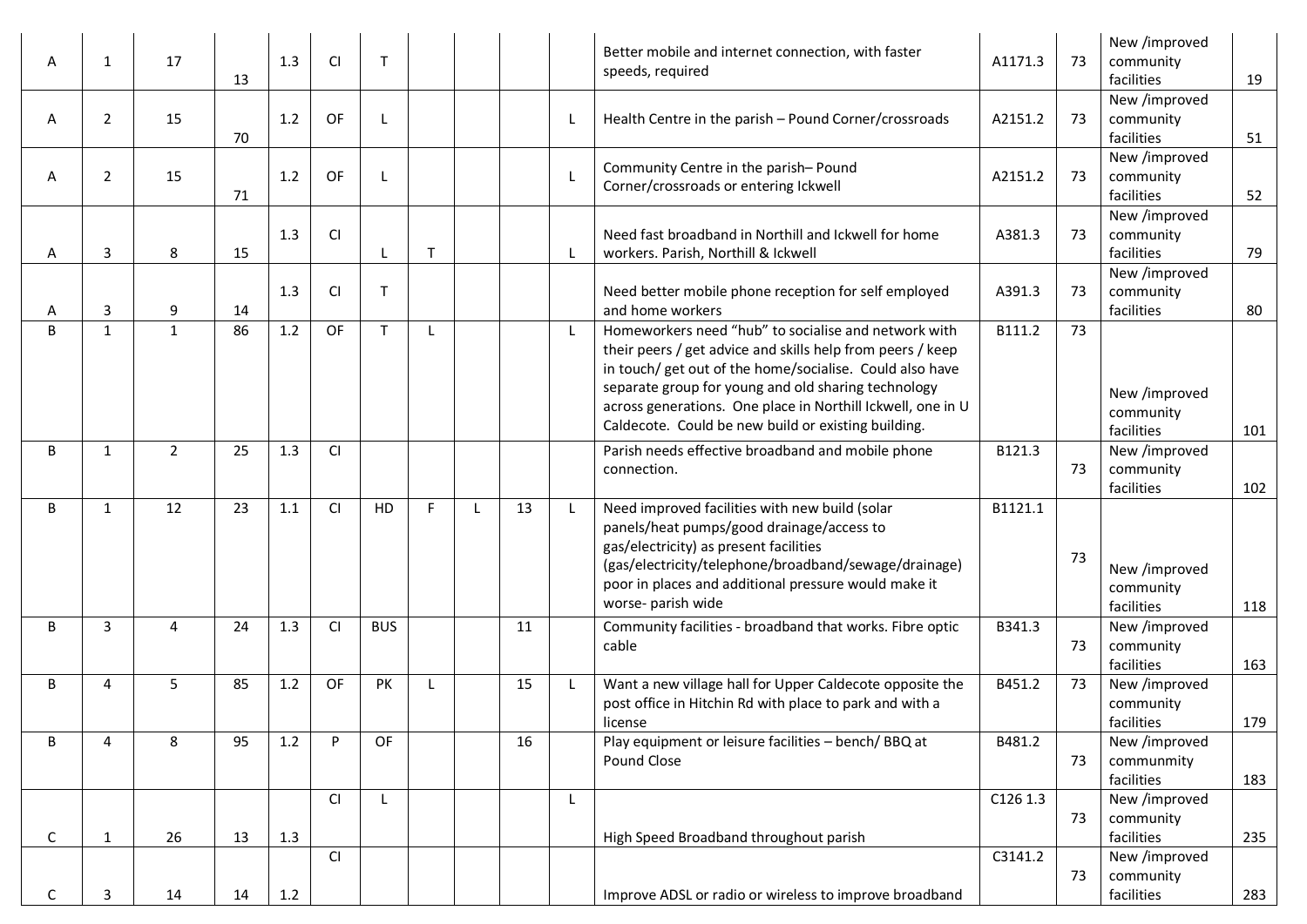| | | | | | | | | | | | | | | | |
|---|---|---|---|---|---|---|---|---|---|---|---|---|---|---|---|
| A | 1 | 17 | 13 | 1.3 | CI | T | | | | | Better mobile and internet connection, with faster speeds, required | A1171.3 | 73 | New /improved community facilities | 19 |
| A | 2 | 15 | 70 | 1.2 | OF | L | | | | L | Health Centre in the parish – Pound Corner/crossroads | A2151.2 | 73 | New /improved community facilities | 51 |
| A | 2 | 15 | 71 | 1.2 | OF | L | | | | L | Community Centre in the parish– Pound Corner/crossroads or entering Ickwell | A2151.2 | 73 | New /improved community facilities | 52 |
| A | 3 | 8 | 15 | 1.3 | CI | L | T | | | L | Need fast broadband in Northill and Ickwell for home workers. Parish, Northill & Ickwell | A381.3 | 73 | New /improved community facilities | 79 |
| A | 3 | 9 | 14 | 1.3 | CI | T | | | | | Need better mobile phone reception for self employed and home workers | A391.3 | 73 | New /improved community facilities | 80 |
| B | 1 | 1 | 86 | 1.2 | OF | T | L | | | L | Homeworkers need “hub” to socialise and network with their peers / get advice and skills help from peers / keep in touch/ get out of the home/socialise. Could also have separate group for young and old sharing technology across generations. One place in Northill Ickwell, one in U Caldecote. Could be new build or existing building. | B111.2 | 73 | New /improved community facilities | 101 |
| B | 1 | 2 | 25 | 1.3 | CI | | | | | | Parish needs effective broadband and mobile phone connection. | B121.3 | 73 | New /improved community facilities | 102 |
| B | 1 | 12 | 23 | 1.1 | CI | HD | F | L | 13 | L | Need improved facilities with new build (solar panels/heat pumps/good drainage/access to gas/electricity) as present facilities (gas/electricity/telephone/broadband/sewage/drainage) poor in places and additional pressure would make it worse- parish wide | B1121.1 | 73 | New /improved community facilities | 118 |
| B | 3 | 4 | 24 | 1.3 | CI | BUS | | | 11 | | Community facilities - broadband that works. Fibre optic cable | B341.3 | 73 | New /improved community facilities | 163 |
| B | 4 | 5 | 85 | 1.2 | OF | PK | L | | 15 | L | Want a new village hall for Upper Caldecote opposite the post office in Hitchin Rd with place to park and with a license | B451.2 | 73 | New /improved community facilities | 179 |
| B | 4 | 8 | 95 | 1.2 | P | OF | | | 16 | | Play equipment or leisure facilities – bench/ BBQ at Pound Close | B481.2 | 73 | New /improved communmity facilities | 183 |
| C | 1 | 26 | 13 | 1.3 | CI | L | | | | L | High Speed Broadband throughout parish | C126 1.3 | 73 | New /improved community facilities | 235 |
| C | 3 | 14 | 14 | 1.2 | CI | | | | | | Improve ADSL or radio or wireless to improve broadband | C3141.2 | 73 | New /improved community facilities | 283 |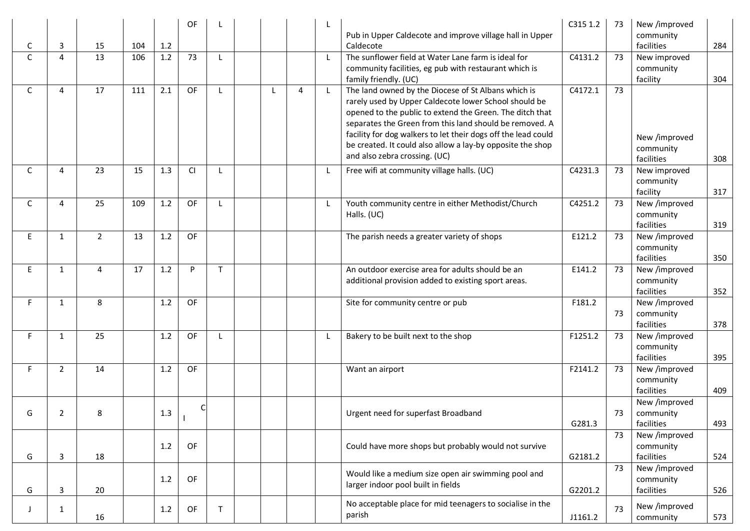| | | | | | | | | | | | | | | | |
|---|---|---|---|---|---|---|---|---|---|---|---|---|---|---|---|
| C | 3 | 15 | 104 | 1.2 | OF | L | | | | L | Pub in Upper Caldecote and improve village hall in Upper Caldecote | C315 1.2 | 73 | New /improved community facilities | 284 |
| C | 4 | 13 | 106 | 1.2 | 73 | L | | | | L | The sunflower field at Water Lane farm is ideal for community facilities, eg pub with restaurant which is family friendly. (UC) | C4131.2 | 73 | New improved community facility | 304 |
| C | 4 | 17 | 111 | 2.1 | OF | L | | L | 4 | L | The land owned by the Diocese of St Albans which is rarely used by Upper Caldecote lower School should be opened to the public to extend the Green. The ditch that separates the Green from this land should be removed. A facility for dog walkers to let their dogs off the lead could be created. It could also allow a lay-by opposite the shop and also zebra crossing. (UC) | C4172.1 | 73 | New /improved community facilities | 308 |
| C | 4 | 23 | 15 | 1.3 | CI | L | | | | L | Free wifi at community village halls. (UC) | C4231.3 | 73 | New improved community facility | 317 |
| C | 4 | 25 | 109 | 1.2 | OF | L | | | | L | Youth community centre in either Methodist/Church Halls. (UC) | C4251.2 | 73 | New /improved community facilities | 319 |
| E | 1 | 2 | 13 | 1.2 | OF | | | | | | The parish needs a greater variety of shops | E121.2 | 73 | New /improved community facilities | 350 |
| E | 1 | 4 | 17 | 1.2 | P | T | | | | | An outdoor exercise area for adults should be an additional provision added to existing sport areas. | E141.2 | 73 | New /improved community facilities | 352 |
| F | 1 | 8 | | 1.2 | OF | | | | | | Site for community centre or pub | F181.2 | 73 | New /improved community facilities | 378 |
| F | 1 | 25 | | 1.2 | OF | L | | | | L | Bakery to be built next to the shop | F1251.2 | 73 | New /improved community facilities | 395 |
| F | 2 | 14 | | 1.2 | OF | | | | | | Want an airport | F2141.2 | 73 | New /improved community facilities | 409 |
| G | 2 | 8 | | 1.3 | CI | | | | | | Urgent need for superfast Broadband | G281.3 | 73 | New /improved community facilities | 493 |
| G | 3 | 18 | | 1.2 | OF | | | | | | Could have more shops but probably would not survive | G2181.2 | 73 | New /improved community facilities | 524 |
| G | 3 | 20 | | 1.2 | OF | | | | | | Would like a medium size open air swimming pool and larger indoor pool built in fields | G2201.2 | 73 | New /improved community facilities | 526 |
| J | 1 | 16 | | 1.2 | OF | T | | | | | No acceptable place for mid teenagers to socialise in the parish | J1161.2 | 73 | New /improved community | 573 |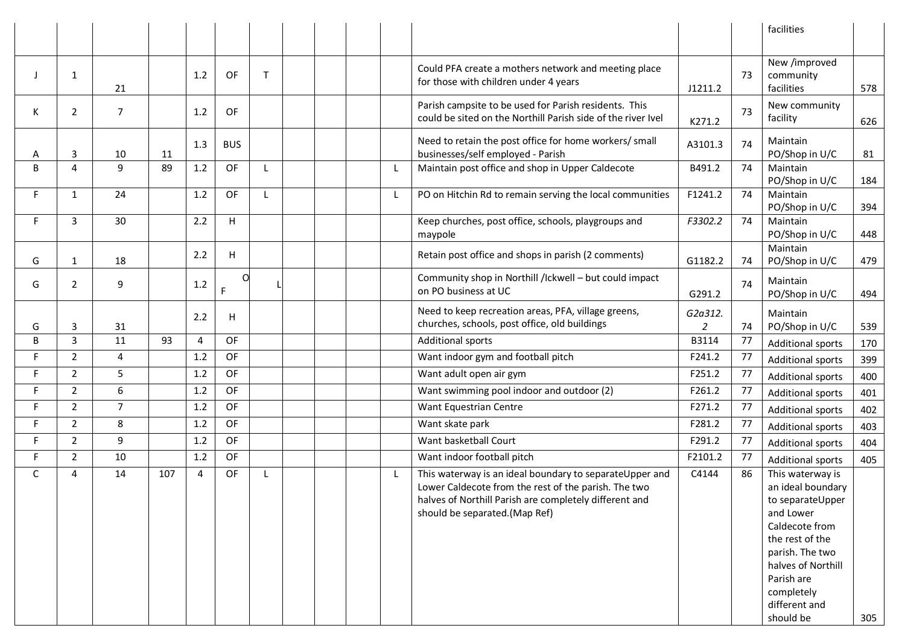| | | | | | | | | | | | | | | |
|---|---|---|---|---|---|---|---|---|---|---|---|---|---|---|
| | | | | | | | | | | | | | facilities | |
| J | 1 | 21 | | 1.2 | OF | T | | | | | Could PFA create a mothers network and meeting place for those with children under 4 years | J1211.2 | 73 | New /improved community facilities | 578 |
| K | 2 | 7 | | 1.2 | OF | | | | | | Parish campsite to be used for Parish residents. This could be sited on the Northill Parish side of the river Ivel | K271.2 | 73 | New community facility | 626 |
| A | 3 | 10 | 11 | 1.3 | BUS | | | | | | Need to retain the post office for home workers/ small businesses/self employed - Parish | A3101.3 | 74 | Maintain PO/Shop in U/C | 81 |
| B | 4 | 9 | 89 | 1.2 | OF | L | | | | L | Maintain post office and shop in Upper Caldecote | B491.2 | 74 | Maintain PO/Shop in U/C | 184 |
| F | 1 | 24 | | 1.2 | OF | L | | | | L | PO on Hitchin Rd to remain serving the local communities | F1241.2 | 74 | Maintain PO/Shop in U/C | 394 |
| F | 3 | 30 | | 2.2 | H | | | | | | Keep churches, post office, schools, playgroups and maypole | *F3302.2* | 74 | Maintain PO/Shop in U/C | 448 |
| G | 1 | 18 | | 2.2 | H | | | | | | Retain post office and shops in parish (2 comments) | G1182.2 | 74 | Maintain PO/Shop in U/C | 479 |
| G | 2 | 9 | | 1.2 | OF | L | | | | | Community shop in Northill /Ickwell – but could impact on PO business at UC | G291.2 | 74 | Maintain PO/Shop in U/C | 494 |
| G | 3 | 31 | | 2.2 | H | | | | | | Need to keep recreation areas, PFA, village greens, churches, schools, post office, old buildings | *G2a312.2* | 74 | Maintain PO/Shop in U/C | 539 |
| B | 3 | 11 | 93 | 4 | OF | | | | | | Additional sports | B3114 | 77 | Additional sports | 170 |
| F | 2 | 4 | | 1.2 | OF | | | | | | Want indoor gym and football pitch | F241.2 | 77 | Additional sports | 399 |
| F | 2 | 5 | | 1.2 | OF | | | | | | Want adult open air gym | F251.2 | 77 | Additional sports | 400 |
| F | 2 | 6 | | 1.2 | OF | | | | | | Want swimming pool indoor and outdoor (2) | F261.2 | 77 | Additional sports | 401 |
| F | 2 | 7 | | 1.2 | OF | | | | | | Want Equestrian Centre | F271.2 | 77 | Additional sports | 402 |
| F | 2 | 8 | | 1.2 | OF | | | | | | Want skate park | F281.2 | 77 | Additional sports | 403 |
| F | 2 | 9 | | 1.2 | OF | | | | | | Want basketball Court | F291.2 | 77 | Additional sports | 404 |
| F | 2 | 10 | | 1.2 | OF | | | | | | Want indoor football pitch | F2101.2 | 77 | Additional sports | 405 |
| C | 4 | 14 | 107 | 4 | OF | L | | | | L | This waterway is an ideal boundary to separateUpper and Lower Caldecote from the rest of the parish. The two halves of Northill Parish are completely different and should be separated.(Map Ref) | C4144 | 86 | This waterway is an ideal boundary to separateUpper and Lower Caldecote from the rest of the parish. The two halves of Northill Parish are completely different and should be | 305 |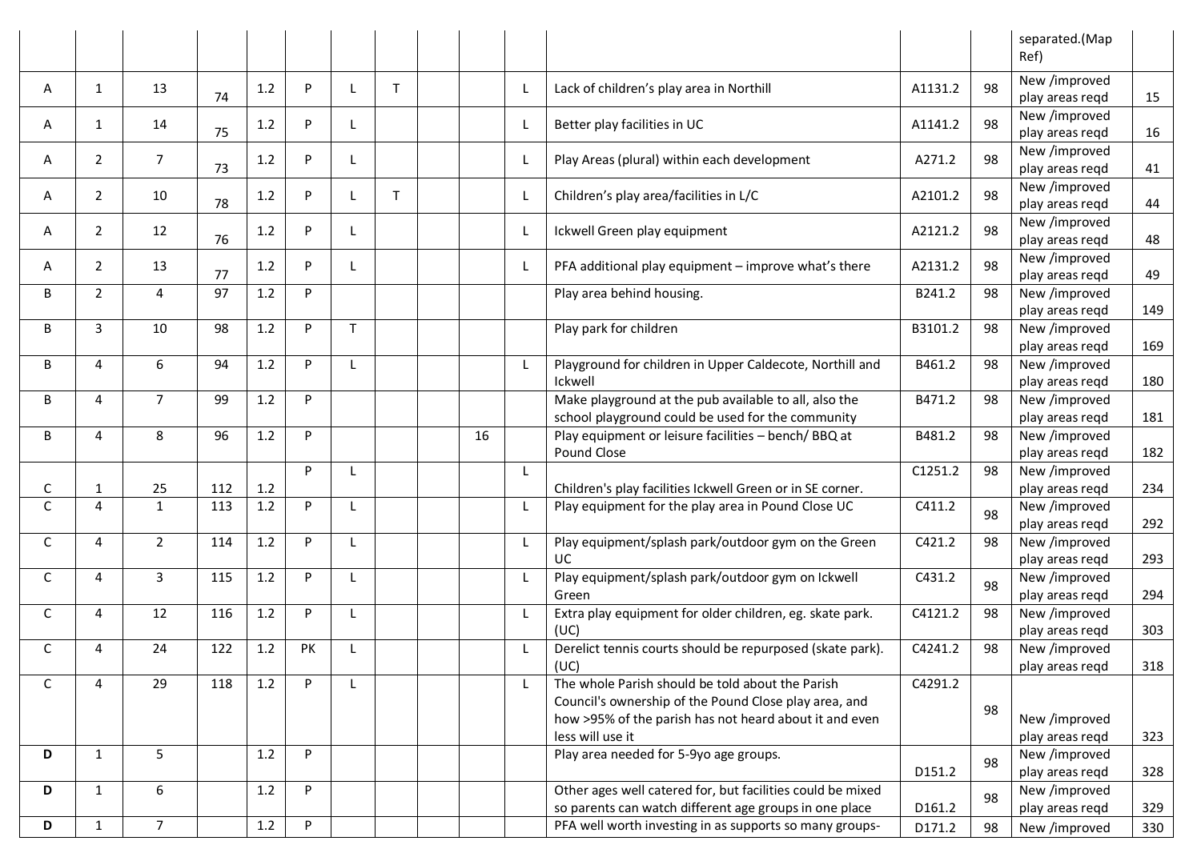| | | | | | | | | | | | | | | separated.(Map Ref) | |
|---|---|---|---|---|---|---|---|---|---|---|---|---|---|---|---|
| A | 1 | 13 | 74 | 1.2 | P | L | T | | | L | Lack of children's play area in Northill | A1131.2 | 98 | New /improved play areas reqd | 15 |
| A | 1 | 14 | 75 | 1.2 | P | L | | | | L | Better play facilities in UC | A1141.2 | 98 | New /improved play areas reqd | 16 |
| A | 2 | 7 | 73 | 1.2 | P | L | | | | L | Play Areas (plural) within each development | A271.2 | 98 | New /improved play areas reqd | 41 |
| A | 2 | 10 | 78 | 1.2 | P | L | T | | | L | Children's play area/facilities in L/C | A2101.2 | 98 | New /improved play areas reqd | 44 |
| A | 2 | 12 | 76 | 1.2 | P | L | | | | L | Ickwell Green play equipment | A2121.2 | 98 | New /improved play areas reqd | 48 |
| A | 2 | 13 | 77 | 1.2 | P | L | | | | L | PFA additional play equipment – improve what's there | A2131.2 | 98 | New /improved play areas reqd | 49 |
| B | 2 | 4 | 97 | 1.2 | P | | | | | | Play area behind housing. | B241.2 | 98 | New /improved play areas reqd | 149 |
| B | 3 | 10 | 98 | 1.2 | P | T | | | | | Play park for children | B3101.2 | 98 | New /improved play areas reqd | 169 |
| B | 4 | 6 | 94 | 1.2 | P | L | | | | L | Playground for children in Upper Caldecote, Northill and Ickwell | B461.2 | 98 | New /improved play areas reqd | 180 |
| B | 4 | 7 | 99 | 1.2 | P | | | | | | Make playground at the pub available to all, also the school playground could be used for the community | B471.2 | 98 | New /improved play areas reqd | 181 |
| B | 4 | 8 | 96 | 1.2 | P | | | | 16 | | Play equipment or leisure facilities – bench/ BBQ at Pound Close | B481.2 | 98 | New /improved play areas reqd | 182 |
| C | 1 | 25 | 112 | 1.2 | P | L | | | | L | Children's play facilities Ickwell Green or in SE corner. | C1251.2 | 98 | New /improved play areas reqd | 234 |
| C | 4 | 1 | 113 | 1.2 | P | L | | | | L | Play equipment for the play area in Pound Close UC | C411.2 | 98 | New /improved play areas reqd | 292 |
| C | 4 | 2 | 114 | 1.2 | P | L | | | | L | Play equipment/splash park/outdoor gym on the Green UC | C421.2 | 98 | New /improved play areas reqd | 293 |
| C | 4 | 3 | 115 | 1.2 | P | L | | | | L | Play equipment/splash park/outdoor gym on Ickwell Green | C431.2 | 98 | New /improved play areas reqd | 294 |
| C | 4 | 12 | 116 | 1.2 | P | L | | | | L | Extra play equipment for older children, eg. skate park. (UC) | C4121.2 | 98 | New /improved play areas reqd | 303 |
| C | 4 | 24 | 122 | 1.2 | PK | L | | | | L | Derelict tennis courts should be repurposed (skate park). (UC) | C4241.2 | 98 | New /improved play areas reqd | 318 |
| C | 4 | 29 | 118 | 1.2 | P | L | | | | L | The whole Parish should be told about the Parish Council's ownership of the Pound Close play area, and how >95% of the parish has not heard about it and even less will use it | C4291.2 | 98 | New /improved play areas reqd | 323 |
| **D** | 1 | 5 | | 1.2 | P | | | | | | Play area needed for 5-9yo age groups. | D151.2 | 98 | New /improved play areas reqd | 328 |
| **D** | 1 | 6 | | 1.2 | P | | | | | | Other ages well catered for, but facilities could be mixed so parents can watch different age groups in one place | D161.2 | 98 | New /improved play areas reqd | 329 |
| **D** | 1 | 7 | | 1.2 | P | | | | | | PFA well worth investing in as supports so many groups- | D171.2 | 98 | New /improved | 330 |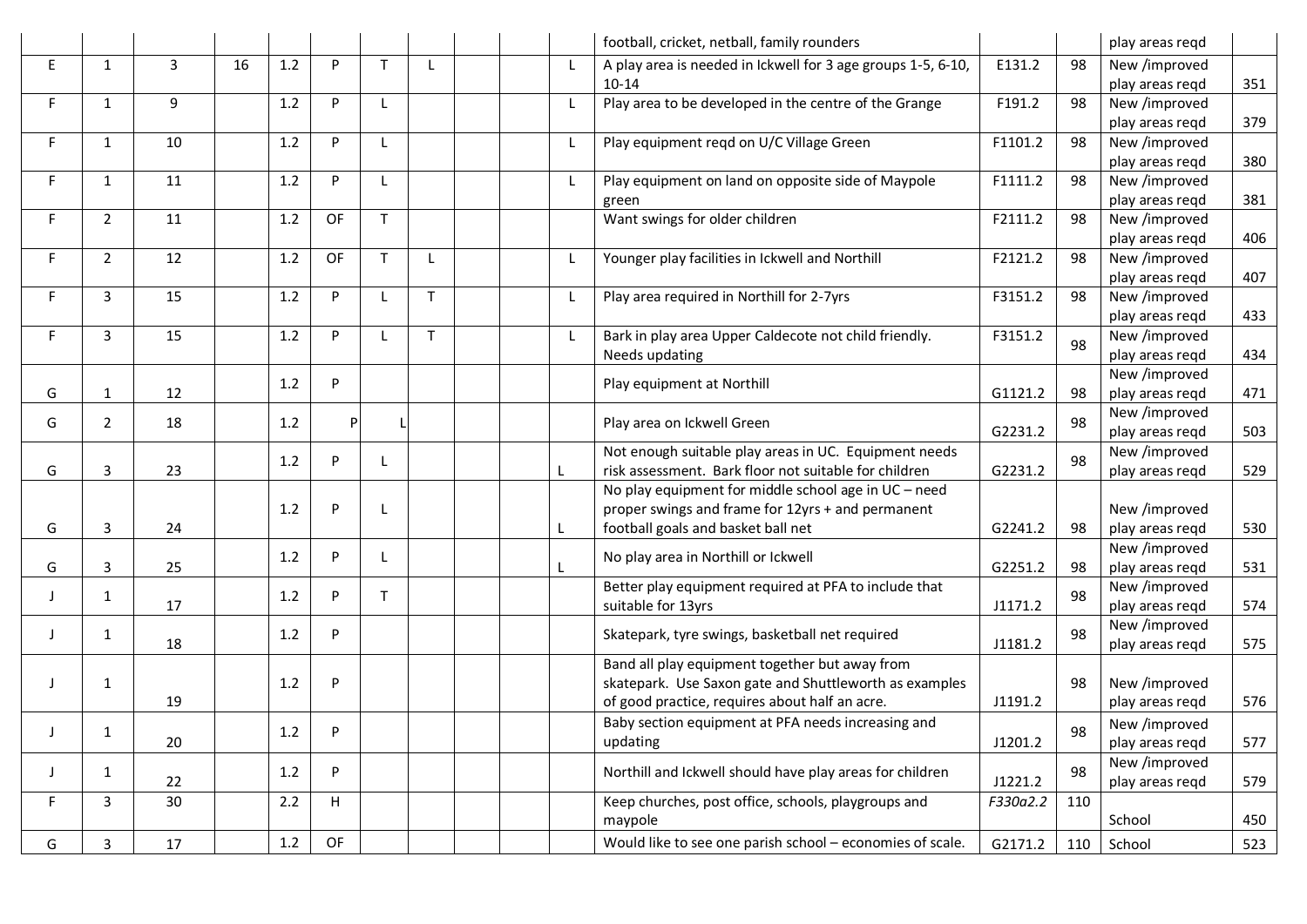| | | | | | | | | | | | | | | | |
|---|---|---|---|---|---|---|---|---|---|---|---|---|---|---|---|
| | | | | | | | | | | | football, cricket, netball, family rounders | | | play areas reqd | |
| E | 1 | 3 | 16 | 1.2 | P | T | L | | | L | A play area is needed in Ickwell for 3 age groups 1-5, 6-10, 10-14 | E131.2 | 98 | New /improved play areas reqd | 351 |
| F | 1 | 9 | | 1.2 | P | L | | | | L | Play area to be developed in the centre of the Grange | F191.2 | 98 | New /improved play areas reqd | 379 |
| F | 1 | 10 | | 1.2 | P | L | | | | L | Play equipment reqd on U/C Village Green | F1101.2 | 98 | New /improved play areas reqd | 380 |
| F | 1 | 11 | | 1.2 | P | L | | | | L | Play equipment on land on opposite side of Maypole green | F1111.2 | 98 | New /improved play areas reqd | 381 |
| F | 2 | 11 | | 1.2 | OF | T | | | | | Want swings for older children | F2111.2 | 98 | New /improved play areas reqd | 406 |
| F | 2 | 12 | | 1.2 | OF | T | L | | | L | Younger play facilities in Ickwell and Northill | F2121.2 | 98 | New /improved play areas reqd | 407 |
| F | 3 | 15 | | 1.2 | P | L | T | | | L | Play area required in Northill for 2-7yrs | F3151.2 | 98 | New /improved play areas reqd | 433 |
| F | 3 | 15 | | 1.2 | P | L | T | | | L | Bark in play area Upper Caldecote not child friendly. Needs updating | F3151.2 | 98 | New /improved play areas reqd | 434 |
| G | 1 | 12 | | 1.2 | P | | | | | | Play equipment at Northill | G1121.2 | 98 | New /improved play areas reqd | 471 |
| G | 2 | 18 | | 1.2 | P | L | | | | | Play area on Ickwell Green | G2231.2 | 98 | New /improved play areas reqd | 503 |
| G | 3 | 23 | | 1.2 | P | L | | | | L | Not enough suitable play areas in UC. Equipment needs risk assessment. Bark floor not suitable for children | G2231.2 | 98 | New /improved play areas reqd | 529 |
| G | 3 | 24 | | 1.2 | P | L | | | | L | No play equipment for middle school age in UC – need proper swings and frame for 12yrs + and permanent football goals and basket ball net | G2241.2 | 98 | New /improved play areas reqd | 530 |
| G | 3 | 25 | | 1.2 | P | L | | | | L | No play area in Northill or Ickwell | G2251.2 | 98 | New /improved play areas reqd | 531 |
| J | 1 | 17 | | 1.2 | P | T | | | | | Better play equipment required at PFA to include that suitable for 13yrs | J1171.2 | 98 | New /improved play areas reqd | 574 |
| J | 1 | 18 | | 1.2 | P | | | | | | Skatepark, tyre swings, basketball net required | J1181.2 | 98 | New /improved play areas reqd | 575 |
| J | 1 | 19 | | 1.2 | P | | | | | | Band all play equipment together but away from skatepark. Use Saxon gate and Shuttleworth as examples of good practice, requires about half an acre. | J1191.2 | 98 | New /improved play areas reqd | 576 |
| J | 1 | 20 | | 1.2 | P | | | | | | Baby section equipment at PFA needs increasing and updating | J1201.2 | 98 | New /improved play areas reqd | 577 |
| J | 1 | 22 | | 1.2 | P | | | | | | Northill and Ickwell should have play areas for children | J1221.2 | 98 | New /improved play areas reqd | 579 |
| F | 3 | 30 | | 2.2 | H | | | | | | Keep churches, post office, schools, playgroups and maypole | *F330a2.2* | 110 | School | 450 |
| G | 3 | 17 | | 1.2 | OF | | | | | | Would like to see one parish school – economies of scale. | G2171.2 | 110 | School | 523 |